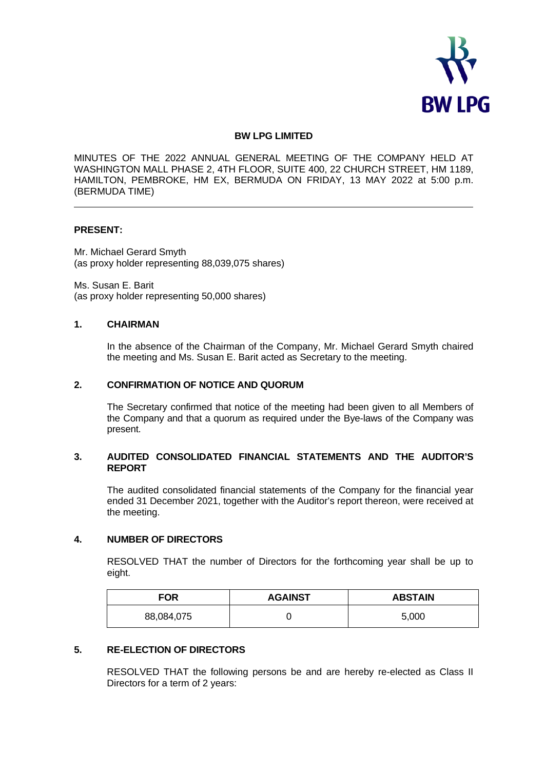BW LPG

# BW LPG LIMITED

MINUTES OF THE 2022 ANNUAL GENERAL MEETING OF THE COMPANY HELD AT WASHINGTON MALL PHASE 2, 4TH FLOOR, SUITE 400, 22 CHURCH STREET, HM 1189, HAMILTON, PEMBROKE, HM EX, BERMUDA ON FRIDAY, 13 MAY 2022 at 5:00 p.m. (BERMUDA TIME)

---

**PRESENT:**

Mr. Michael Gerard Smyth
(as proxy holder representing 88,039,075 shares)

Ms. Susan E. Barit
(as proxy holder representing 50,000 shares)

## 1. CHAIRMAN

In the absence of the Chairman of the Company, Mr. Michael Gerard Smyth chaired the meeting and Ms. Susan E. Barit acted as Secretary to the meeting.

## 2. CONFIRMATION OF NOTICE AND QUORUM

The Secretary confirmed that notice of the meeting had been given to all Members of the Company and that a quorum as required under the Bye-laws of the Company was present.

## 3. AUDITED CONSOLIDATED FINANCIAL STATEMENTS AND THE AUDITOR'S REPORT

The audited consolidated financial statements of the Company for the financial year ended 31 December 2021, together with the Auditor's report thereon, were received at the meeting.

## 4. NUMBER OF DIRECTORS

RESOLVED THAT the number of Directors for the forthcoming year shall be up to eight.

| FOR | AGAINST | ABSTAIN |
|---|---|---|
| 88,084,075 | 0 | 5,000 |

## 5. RE-ELECTION OF DIRECTORS

RESOLVED THAT the following persons be and are hereby re-elected as Class II Directors for a term of 2 years: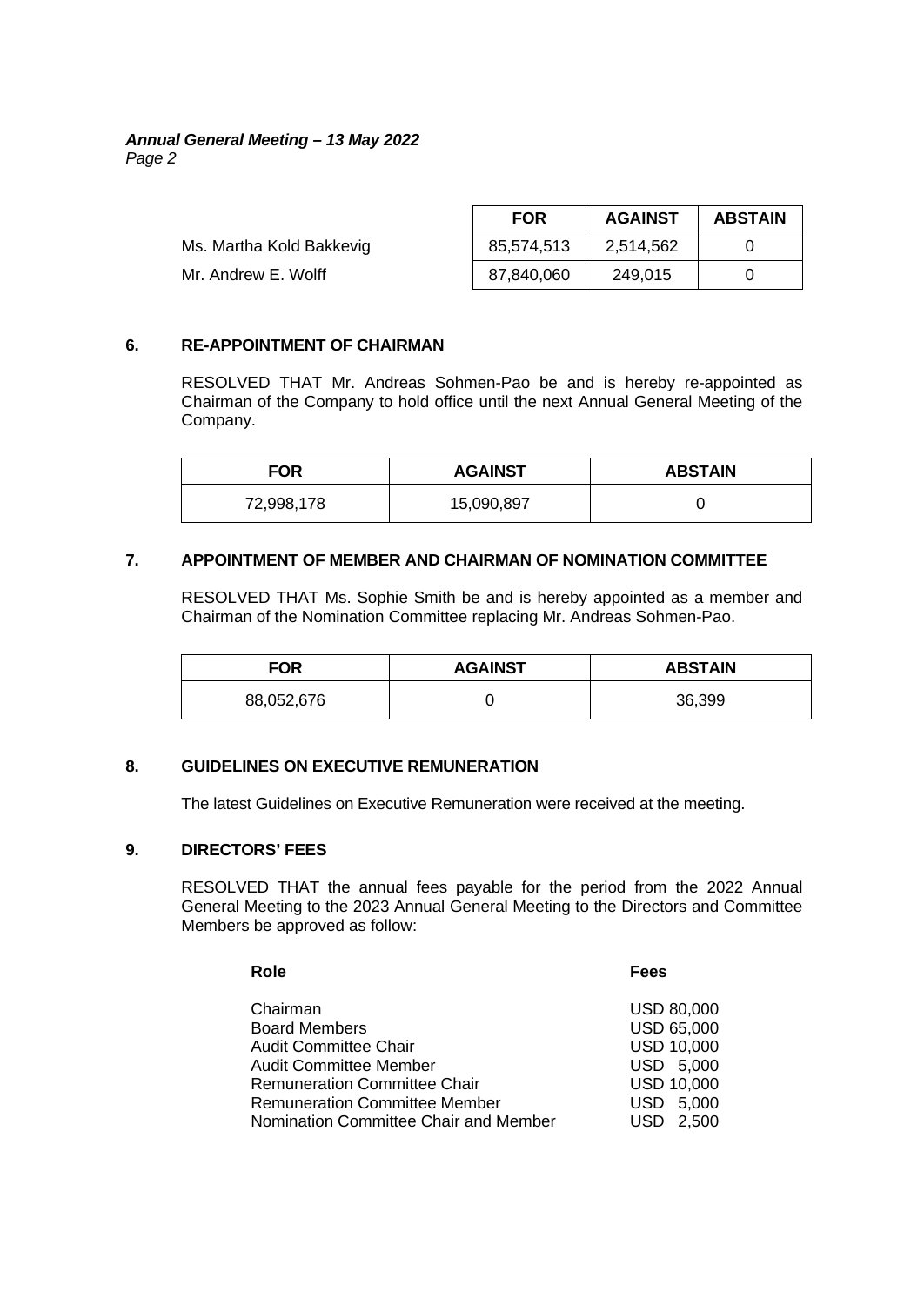| | FOR | AGAINST | ABSTAIN |
|---|---|---|---|
| Ms. Martha Kold Bakkevig | 85,574,513 | 2,514,562 | 0 |
| Mr. Andrew E. Wolff | 87,840,060 | 249,015 | 0 |

## 6. RE-APPOINTMENT OF CHAIRMAN

RESOLVED THAT Mr. Andreas Sohmen-Pao be and is hereby re-appointed as Chairman of the Company to hold office until the next Annual General Meeting of the Company.

| FOR | AGAINST | ABSTAIN |
|---|---|---|
| 72,998,178 | 15,090,897 | 0 |

## 7. APPOINTMENT OF MEMBER AND CHAIRMAN OF NOMINATION COMMITTEE

RESOLVED THAT Ms. Sophie Smith be and is hereby appointed as a member and Chairman of the Nomination Committee replacing Mr. Andreas Sohmen-Pao.

| FOR | AGAINST | ABSTAIN |
|---|---|---|
| 88,052,676 | 0 | 36,399 |

## 8. GUIDELINES ON EXECUTIVE REMUNERATION

The latest Guidelines on Executive Remuneration were received at the meeting.

## 9. DIRECTORS' FEES

RESOLVED THAT the annual fees payable for the period from the 2022 Annual General Meeting to the 2023 Annual General Meeting to the Directors and Committee Members be approved as follow:

| Role | Fees |
|---|---|
| Chairman | USD 80,000 |
| Board Members | USD 65,000 |
| Audit Committee Chair | USD 10,000 |
| Audit Committee Member | USD 5,000 |
| Remuneration Committee Chair | USD 10,000 |
| Remuneration Committee Member | USD 5,000 |
| Nomination Committee Chair and Member | USD 2,500 |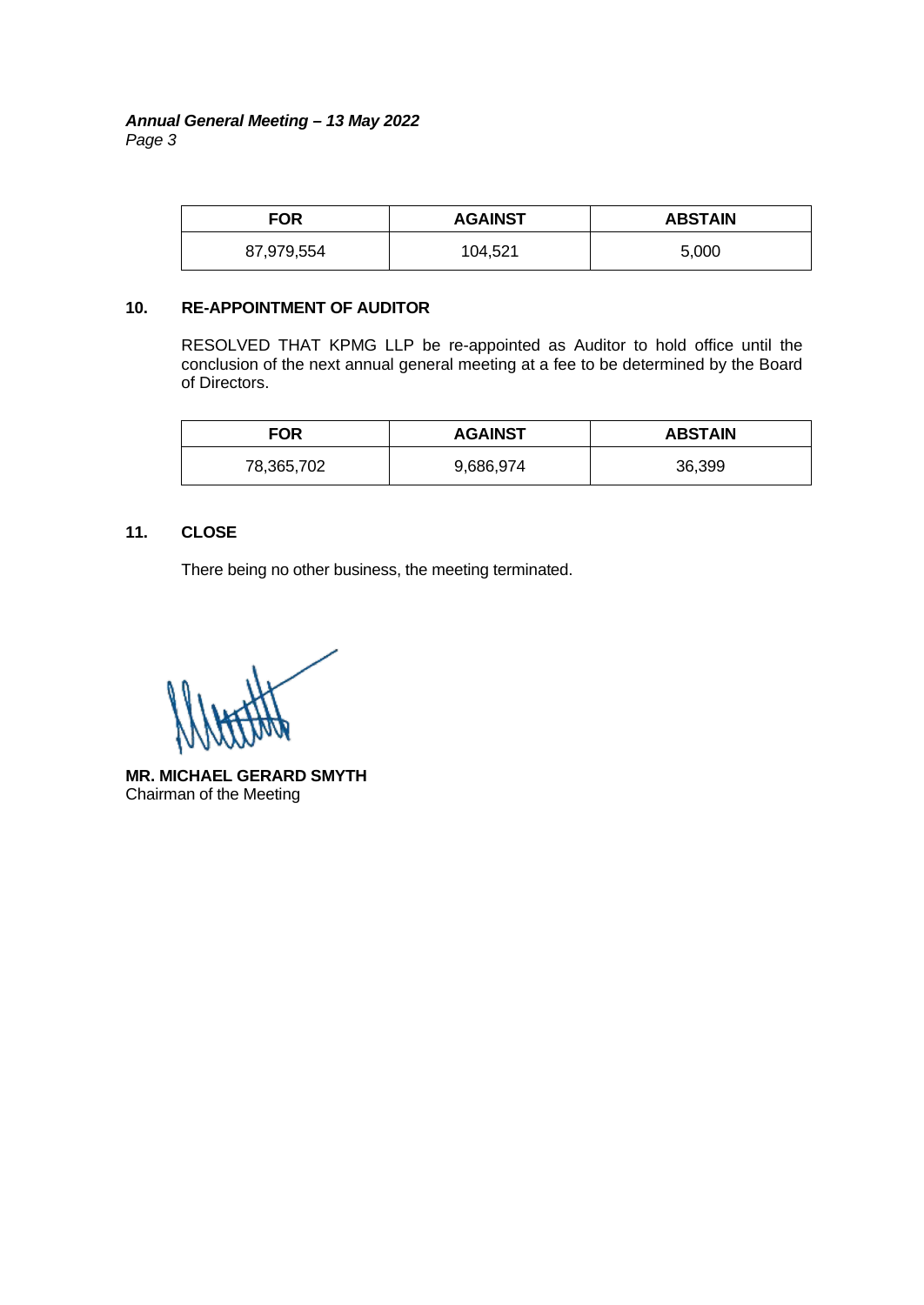| FOR | AGAINST | ABSTAIN |
|---|---|---|
| 87,979,554 | 104,521 | 5,000 |

**10. RE-APPOINTMENT OF AUDITOR**

RESOLVED THAT KPMG LLP be re-appointed as Auditor to hold office until the conclusion of the next annual general meeting at a fee to be determined by the Board of Directors.

| FOR | AGAINST | ABSTAIN |
|---|---|---|
| 78,365,702 | 9,686,974 | 36,399 |

**11. CLOSE**

There being no other business, the meeting terminated.

**MR. MICHAEL GERARD SMYTH**
Chairman of the Meeting